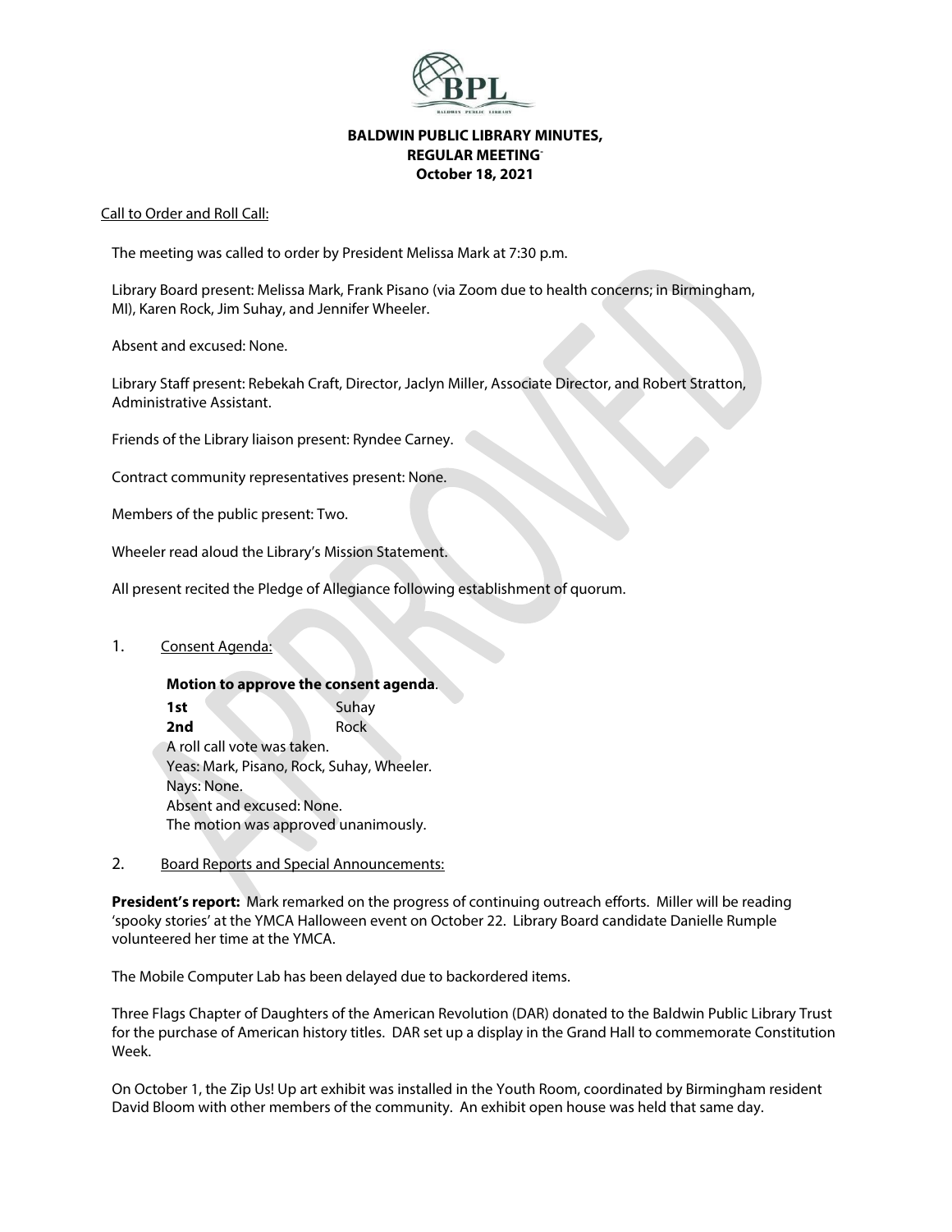# BALDWIN PUBLIC LIBRARY MINUTES, REGULAR MEETING October 18, 2021

Call to Order and Roll Call:

The meeting was called to order by President Melissa Mark at 7:30 p.m.

Library Board present: Melissa Mark, Frank Pisano (via Zoom due to health concerns; in Birmingham, MI), Karen Rock, Jim Suhay, and Jennifer Wheeler.

Absent and excused: None.

Library Staff present: Rebekah Craft, Director, Jaclyn Miller, Associate Director, and Robert Stratton, Administrative Assistant.

Friends of the Library liaison present: Ryndee Carney.

Contract community representatives present: None.

Members of the public present: Two.

Wheeler read aloud the Library's Mission Statement.

All present recited the Pledge of Allegiance following establishment of quorum.

1. Consent Agenda:

**Motion to approve the consent agenda**.
**1st** Suhay
**2nd** Rock
A roll call vote was taken.
Yeas: Mark, Pisano, Rock, Suhay, Wheeler.
Nays: None.
Absent and excused: None.
The motion was approved unanimously.

2. Board Reports and Special Announcements:

**President's report:** Mark remarked on the progress of continuing outreach efforts. Miller will be reading 'spooky stories' at the YMCA Halloween event on October 22. Library Board candidate Danielle Rumple volunteered her time at the YMCA.

The Mobile Computer Lab has been delayed due to backordered items.

Three Flags Chapter of Daughters of the American Revolution (DAR) donated to the Baldwin Public Library Trust for the purchase of American history titles. DAR set up a display in the Grand Hall to commemorate Constitution Week.

On October 1, the Zip Us! Up art exhibit was installed in the Youth Room, coordinated by Birmingham resident David Bloom with other members of the community. An exhibit open house was held that same day.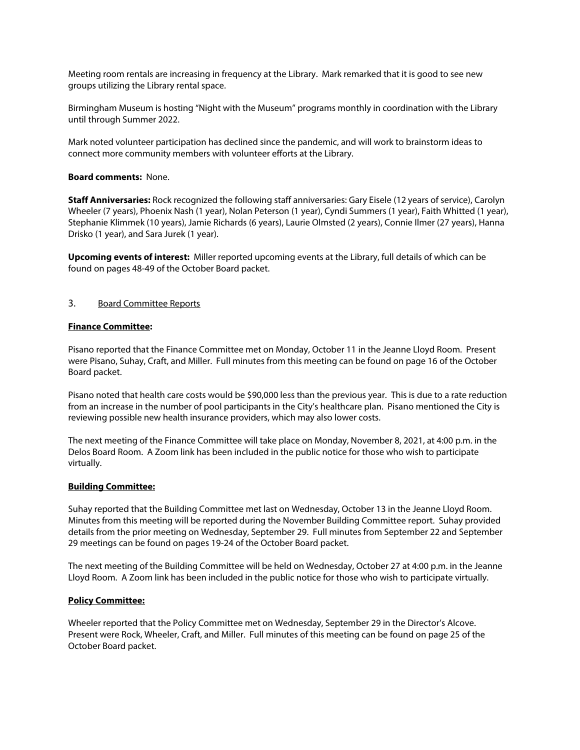Meeting room rentals are increasing in frequency at the Library. Mark remarked that it is good to see new groups utilizing the Library rental space.

Birmingham Museum is hosting "Night with the Museum" programs monthly in coordination with the Library until through Summer 2022.

Mark noted volunteer participation has declined since the pandemic, and will work to brainstorm ideas to connect more community members with volunteer efforts at the Library.

**Board comments:** None.

**Staff Anniversaries:** Rock recognized the following staff anniversaries: Gary Eisele (12 years of service), Carolyn Wheeler (7 years), Phoenix Nash (1 year), Nolan Peterson (1 year), Cyndi Summers (1 year), Faith Whitted (1 year), Stephanie Klimmek (10 years), Jamie Richards (6 years), Laurie Olmsted (2 years), Connie Ilmer (27 years), Hanna Drisko (1 year), and Sara Jurek (1 year).

**Upcoming events of interest:** Miller reported upcoming events at the Library, full details of which can be found on pages 48-49 of the October Board packet.

3. Board Committee Reports

**Finance Committee:**

Pisano reported that the Finance Committee met on Monday, October 11 in the Jeanne Lloyd Room. Present were Pisano, Suhay, Craft, and Miller. Full minutes from this meeting can be found on page 16 of the October Board packet.

Pisano noted that health care costs would be $90,000 less than the previous year. This is due to a rate reduction from an increase in the number of pool participants in the City's healthcare plan. Pisano mentioned the City is reviewing possible new health insurance providers, which may also lower costs.

The next meeting of the Finance Committee will take place on Monday, November 8, 2021, at 4:00 p.m. in the Delos Board Room. A Zoom link has been included in the public notice for those who wish to participate virtually.

**Building Committee:**

Suhay reported that the Building Committee met last on Wednesday, October 13 in the Jeanne Lloyd Room. Minutes from this meeting will be reported during the November Building Committee report. Suhay provided details from the prior meeting on Wednesday, September 29. Full minutes from September 22 and September 29 meetings can be found on pages 19-24 of the October Board packet.

The next meeting of the Building Committee will be held on Wednesday, October 27 at 4:00 p.m. in the Jeanne Lloyd Room. A Zoom link has been included in the public notice for those who wish to participate virtually.

**Policy Committee:**

Wheeler reported that the Policy Committee met on Wednesday, September 29 in the Director's Alcove. Present were Rock, Wheeler, Craft, and Miller. Full minutes of this meeting can be found on page 25 of the October Board packet.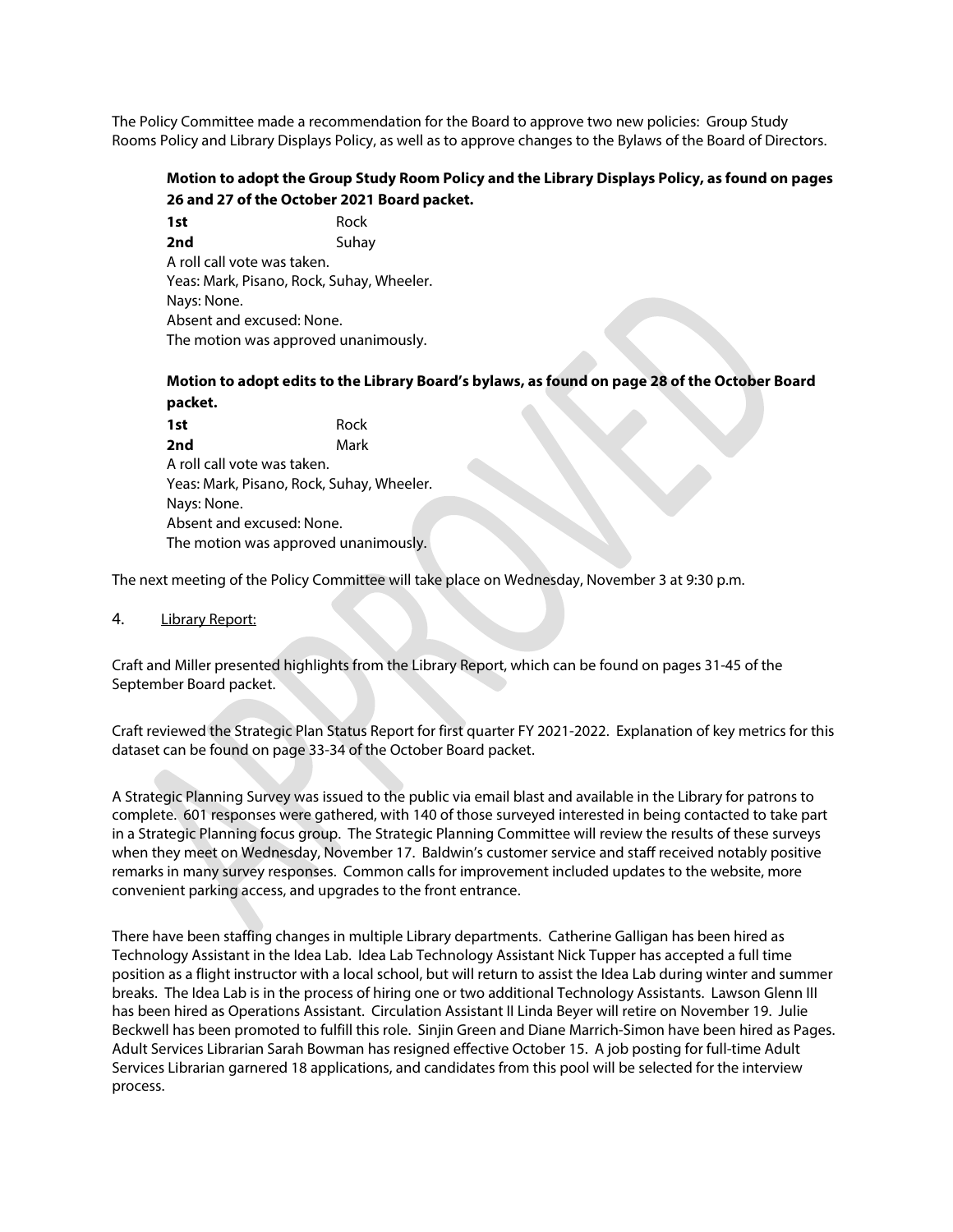The Policy Committee made a recommendation for the Board to approve two new policies: Group Study Rooms Policy and Library Displays Policy, as well as to approve changes to the Bylaws of the Board of Directors.

**Motion to adopt the Group Study Room Policy and the Library Displays Policy, as found on pages 26 and 27 of the October 2021 Board packet.**

**1st** Rock
**2nd** Suhay
A roll call vote was taken.
Yeas: Mark, Pisano, Rock, Suhay, Wheeler.
Nays: None.
Absent and excused: None.
The motion was approved unanimously.

**Motion to adopt edits to the Library Board's bylaws, as found on page 28 of the October Board packet.**

**1st** Rock
**2nd** Mark
A roll call vote was taken.
Yeas: Mark, Pisano, Rock, Suhay, Wheeler.
Nays: None.
Absent and excused: None.
The motion was approved unanimously.

The next meeting of the Policy Committee will take place on Wednesday, November 3 at 9:30 p.m.

4. Library Report:

Craft and Miller presented highlights from the Library Report, which can be found on pages 31-45 of the September Board packet.

Craft reviewed the Strategic Plan Status Report for first quarter FY 2021-2022. Explanation of key metrics for this dataset can be found on page 33-34 of the October Board packet.

A Strategic Planning Survey was issued to the public via email blast and available in the Library for patrons to complete. 601 responses were gathered, with 140 of those surveyed interested in being contacted to take part in a Strategic Planning focus group. The Strategic Planning Committee will review the results of these surveys when they meet on Wednesday, November 17. Baldwin's customer service and staff received notably positive remarks in many survey responses. Common calls for improvement included updates to the website, more convenient parking access, and upgrades to the front entrance.

There have been staffing changes in multiple Library departments. Catherine Galligan has been hired as Technology Assistant in the Idea Lab. Idea Lab Technology Assistant Nick Tupper has accepted a full time position as a flight instructor with a local school, but will return to assist the Idea Lab during winter and summer breaks. The Idea Lab is in the process of hiring one or two additional Technology Assistants. Lawson Glenn III has been hired as Operations Assistant. Circulation Assistant II Linda Beyer will retire on November 19. Julie Beckwell has been promoted to fulfill this role. Sinjin Green and Diane Marrich-Simon have been hired as Pages. Adult Services Librarian Sarah Bowman has resigned effective October 15. A job posting for full-time Adult Services Librarian garnered 18 applications, and candidates from this pool will be selected for the interview process.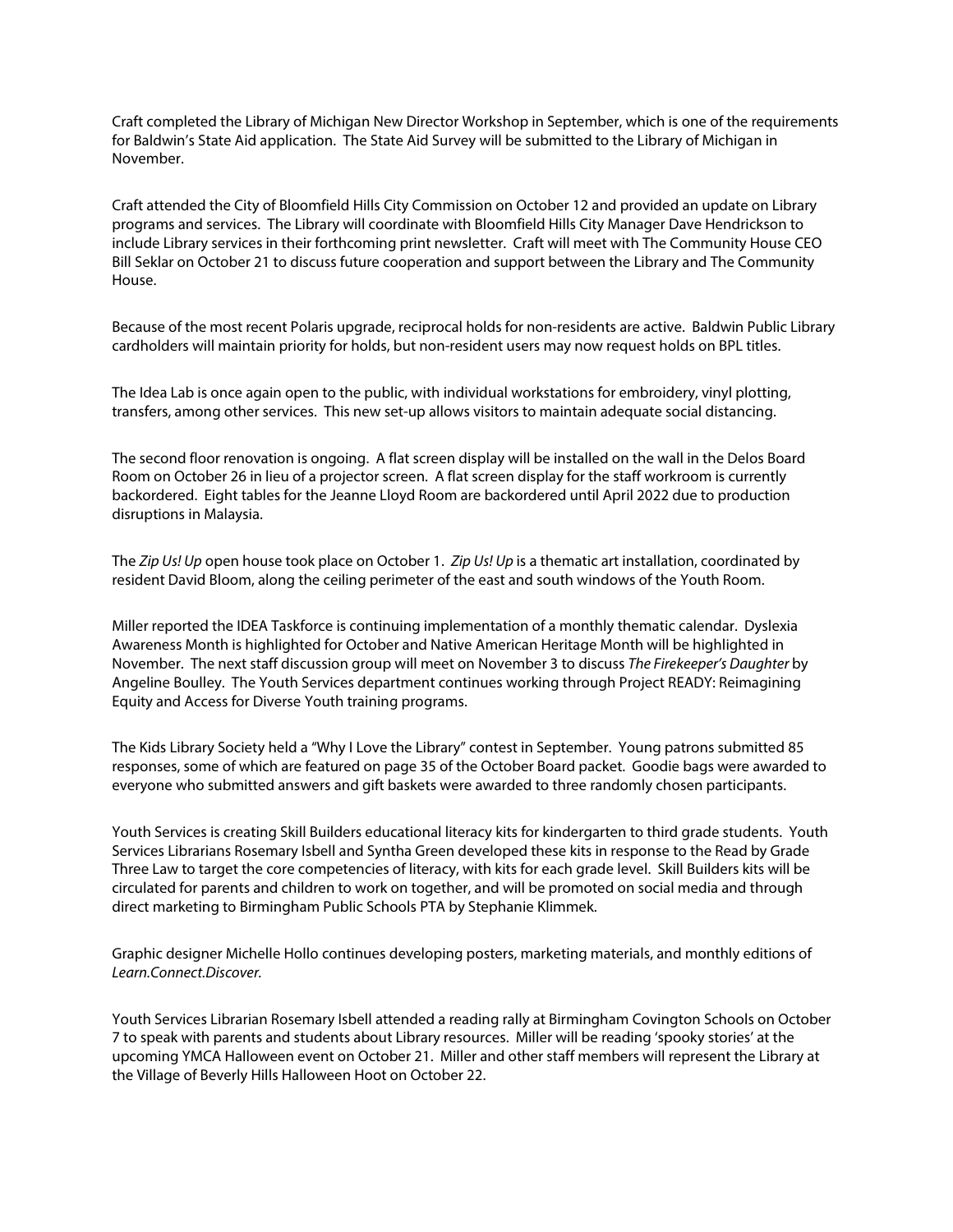Craft completed the Library of Michigan New Director Workshop in September, which is one of the requirements for Baldwin's State Aid application. The State Aid Survey will be submitted to the Library of Michigan in November.

Craft attended the City of Bloomfield Hills City Commission on October 12 and provided an update on Library programs and services. The Library will coordinate with Bloomfield Hills City Manager Dave Hendrickson to include Library services in their forthcoming print newsletter. Craft will meet with The Community House CEO Bill Seklar on October 21 to discuss future cooperation and support between the Library and The Community House.

Because of the most recent Polaris upgrade, reciprocal holds for non-residents are active. Baldwin Public Library cardholders will maintain priority for holds, but non-resident users may now request holds on BPL titles.

The Idea Lab is once again open to the public, with individual workstations for embroidery, vinyl plotting, transfers, among other services. This new set-up allows visitors to maintain adequate social distancing.

The second floor renovation is ongoing. A flat screen display will be installed on the wall in the Delos Board Room on October 26 in lieu of a projector screen. A flat screen display for the staff workroom is currently backordered. Eight tables for the Jeanne Lloyd Room are backordered until April 2022 due to production disruptions in Malaysia.

The *Zip Us! Up* open house took place on October 1. *Zip Us! Up* is a thematic art installation, coordinated by resident David Bloom, along the ceiling perimeter of the east and south windows of the Youth Room.

Miller reported the IDEA Taskforce is continuing implementation of a monthly thematic calendar. Dyslexia Awareness Month is highlighted for October and Native American Heritage Month will be highlighted in November. The next staff discussion group will meet on November 3 to discuss *The Firekeeper's Daughter* by Angeline Boulley. The Youth Services department continues working through Project READY: Reimagining Equity and Access for Diverse Youth training programs.

The Kids Library Society held a "Why I Love the Library" contest in September. Young patrons submitted 85 responses, some of which are featured on page 35 of the October Board packet. Goodie bags were awarded to everyone who submitted answers and gift baskets were awarded to three randomly chosen participants.

Youth Services is creating Skill Builders educational literacy kits for kindergarten to third grade students. Youth Services Librarians Rosemary Isbell and Syntha Green developed these kits in response to the Read by Grade Three Law to target the core competencies of literacy, with kits for each grade level. Skill Builders kits will be circulated for parents and children to work on together, and will be promoted on social media and through direct marketing to Birmingham Public Schools PTA by Stephanie Klimmek.

Graphic designer Michelle Hollo continues developing posters, marketing materials, and monthly editions of *Learn.Connect.Discover.*

Youth Services Librarian Rosemary Isbell attended a reading rally at Birmingham Covington Schools on October 7 to speak with parents and students about Library resources. Miller will be reading 'spooky stories' at the upcoming YMCA Halloween event on October 21. Miller and other staff members will represent the Library at the Village of Beverly Hills Halloween Hoot on October 22.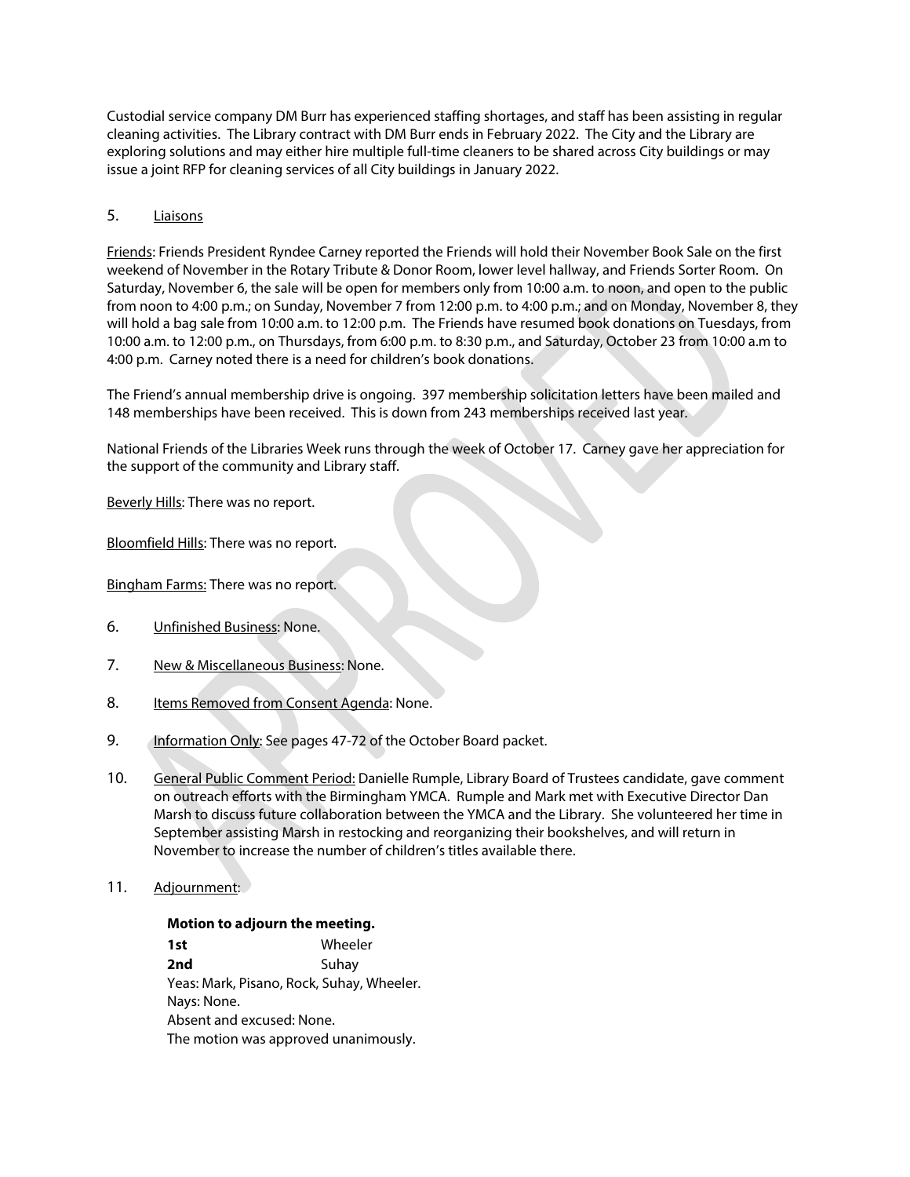Custodial service company DM Burr has experienced staffing shortages, and staff has been assisting in regular cleaning activities. The Library contract with DM Burr ends in February 2022. The City and the Library are exploring solutions and may either hire multiple full-time cleaners to be shared across City buildings or may issue a joint RFP for cleaning services of all City buildings in January 2022.

5. Liaisons

Friends: Friends President Ryndee Carney reported the Friends will hold their November Book Sale on the first weekend of November in the Rotary Tribute & Donor Room, lower level hallway, and Friends Sorter Room. On Saturday, November 6, the sale will be open for members only from 10:00 a.m. to noon, and open to the public from noon to 4:00 p.m.; on Sunday, November 7 from 12:00 p.m. to 4:00 p.m.; and on Monday, November 8, they will hold a bag sale from 10:00 a.m. to 12:00 p.m. The Friends have resumed book donations on Tuesdays, from 10:00 a.m. to 12:00 p.m., on Thursdays, from 6:00 p.m. to 8:30 p.m., and Saturday, October 23 from 10:00 a.m to 4:00 p.m. Carney noted there is a need for children's book donations.

The Friend's annual membership drive is ongoing. 397 membership solicitation letters have been mailed and 148 memberships have been received. This is down from 243 memberships received last year.

National Friends of the Libraries Week runs through the week of October 17. Carney gave her appreciation for the support of the community and Library staff.

Beverly Hills: There was no report.

Bloomfield Hills: There was no report.

Bingham Farms: There was no report.

6. Unfinished Business: None.

7. New & Miscellaneous Business: None.

8. Items Removed from Consent Agenda: None.

9. Information Only: See pages 47-72 of the October Board packet.

10. General Public Comment Period: Danielle Rumple, Library Board of Trustees candidate, gave comment on outreach efforts with the Birmingham YMCA. Rumple and Mark met with Executive Director Dan Marsh to discuss future collaboration between the YMCA and the Library. She volunteered her time in September assisting Marsh in restocking and reorganizing their bookshelves, and will return in November to increase the number of children's titles available there.

11. Adjournment:

**Motion to adjourn the meeting.**

**1st** Wheeler
**2nd** Suhay
Yeas: Mark, Pisano, Rock, Suhay, Wheeler.
Nays: None.
Absent and excused: None.
The motion was approved unanimously.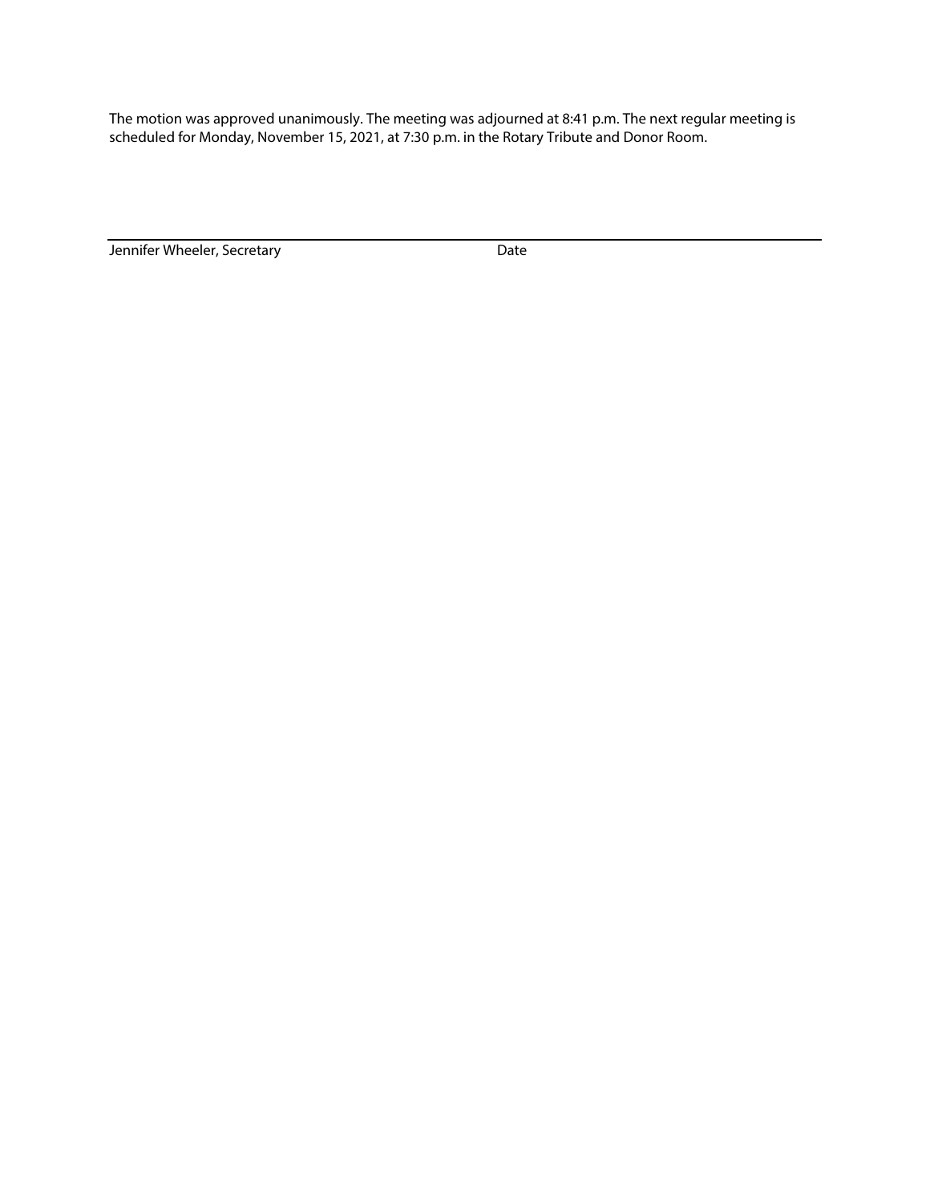The motion was approved unanimously. The meeting was adjourned at 8:41 p.m. The next regular meeting is scheduled for Monday, November 15, 2021, at 7:30 p.m. in the Rotary Tribute and Donor Room.

_______________________________________________

Jennifer Wheeler, Secretary                                        Date